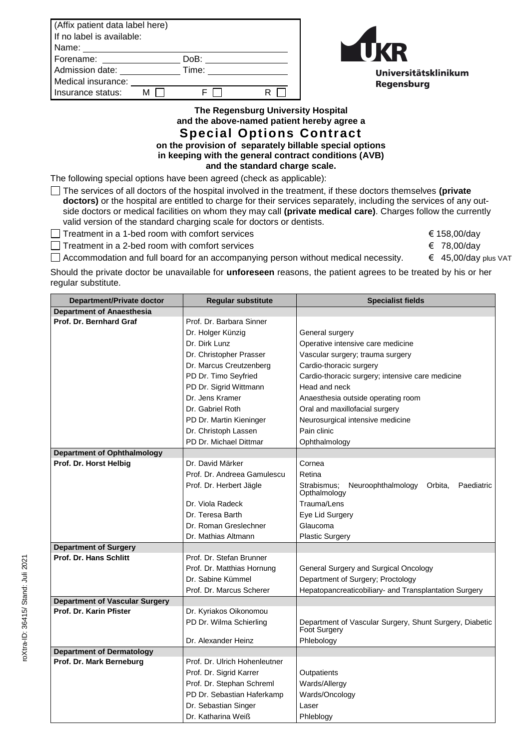(Affix patient data label here)
If no label is available:
Name: ____________________
Forename: ____________ DoB: ____________
Admission date: ____________ Time: ____________
Medical insurance: ____________________
Insurance status: M ☐ F ☐ R ☐

**Universitätsklinikum Regensburg**

**The Regensburg University Hospital**
**and the above-named patient hereby agree a**

# Special Options Contract

**on the provision of separately billable special options**
**in keeping with the general contract conditions (AVB)**
**and the standard charge scale.**

The following special options have been agreed (check as applicable):

☐ The services of all doctors of the hospital involved in the treatment, if these doctors themselves **(private doctors)** or the hospital are entitled to charge for their services separately, including the services of any outside doctors or medical facilities on whom they may call **(private medical care)**. Charges follow the currently valid version of the standard charging scale for doctors or dentists.

☐ Treatment in a 1-bed room with comfort services € 158,00/day

☐ Treatment in a 2-bed room with comfort services € 78,00/day

☐ Accommodation and full board for an accompanying person without medical necessity. € 45,00/day plus VAT

Should the private doctor be unavailable for **unforeseen** reasons, the patient agrees to be treated by his or her regular substitute.

| Department/Private doctor | Regular substitute | Specialist fields |
|---|---|---|
| **Department of Anaesthesia** | | |
| **Prof. Dr. Bernhard Graf** | Prof. Dr. Barbara Sinner | |
| | Dr. Holger Künzig | General surgery |
| | Dr. Dirk Lunz | Operative intensive care medicine |
| | Dr. Christopher Prasser | Vascular surgery; trauma surgery |
| | Dr. Marcus Creutzenberg | Cardio-thoracic surgery |
| | PD Dr. Timo Seyfried | Cardio-thoracic surgery; intensive care medicine |
| | PD Dr. Sigrid Wittmann | Head and neck |
| | Dr. Jens Kramer | Anaesthesia outside operating room |
| | Dr. Gabriel Roth | Oral and maxillofacial surgery |
| | PD Dr. Martin Kieninger | Neurosurgical intensive medicine |
| | Dr. Christoph Lassen | Pain clinic |
| | PD Dr. Michael Dittmar | Ophthalmology |
| **Department of Ophthalmology** | | |
| **Prof. Dr. Horst Helbig** | Dr. David Märker | Cornea |
| | Prof. Dr. Andreea Gamulescu | Retina |
| | Prof. Dr. Herbert Jägle | Strabismus; Neuroophthalmology Orbita, Paediatric Opthalmology |
| | Dr. Viola Radeck | Trauma/Lens |
| | Dr. Teresa Barth | Eye Lid Surgery |
| | Dr. Roman Greslechner | Glaucoma |
| | Dr. Mathias Altmann | Plastic Surgery |
| **Department of Surgery** | | |
| **Prof. Dr. Hans Schlitt** | Prof. Dr. Stefan Brunner | |
| | Prof. Dr. Matthias Hornung | General Surgery and Surgical Oncology |
| | Dr. Sabine Kümmel | Department of Surgery; Proctology |
| | Prof. Dr. Marcus Scherer | Hepatopancreaticobiliary- and Transplantation Surgery |
| **Department of Vascular Surgery** | | |
| **Prof. Dr. Karin Pfister** | Dr. Kyriakos Oikonomou | |
| | PD Dr. Wilma Schierling | Department of Vascular Surgery, Shunt Surgery, Diabetic Foot Surgery |
| | Dr. Alexander Heinz | Phlebology |
| **Department of Dermatology** | | |
| **Prof. Dr. Mark Berneburg** | Prof. Dr. Ulrich Hohenleutner | |
| | Prof. Dr. Sigrid Karrer | Outpatients |
| | Prof. Dr. Stephan Schreml | Wards/Allergy |
| | PD Dr. Sebastian Haferkamp | Wards/Oncology |
| | Dr. Sebastian Singer | Laser |
| | Dr. Katharina Weiß | Phleblogy |

roXtra-ID: 36415/ Stand: Juli 2021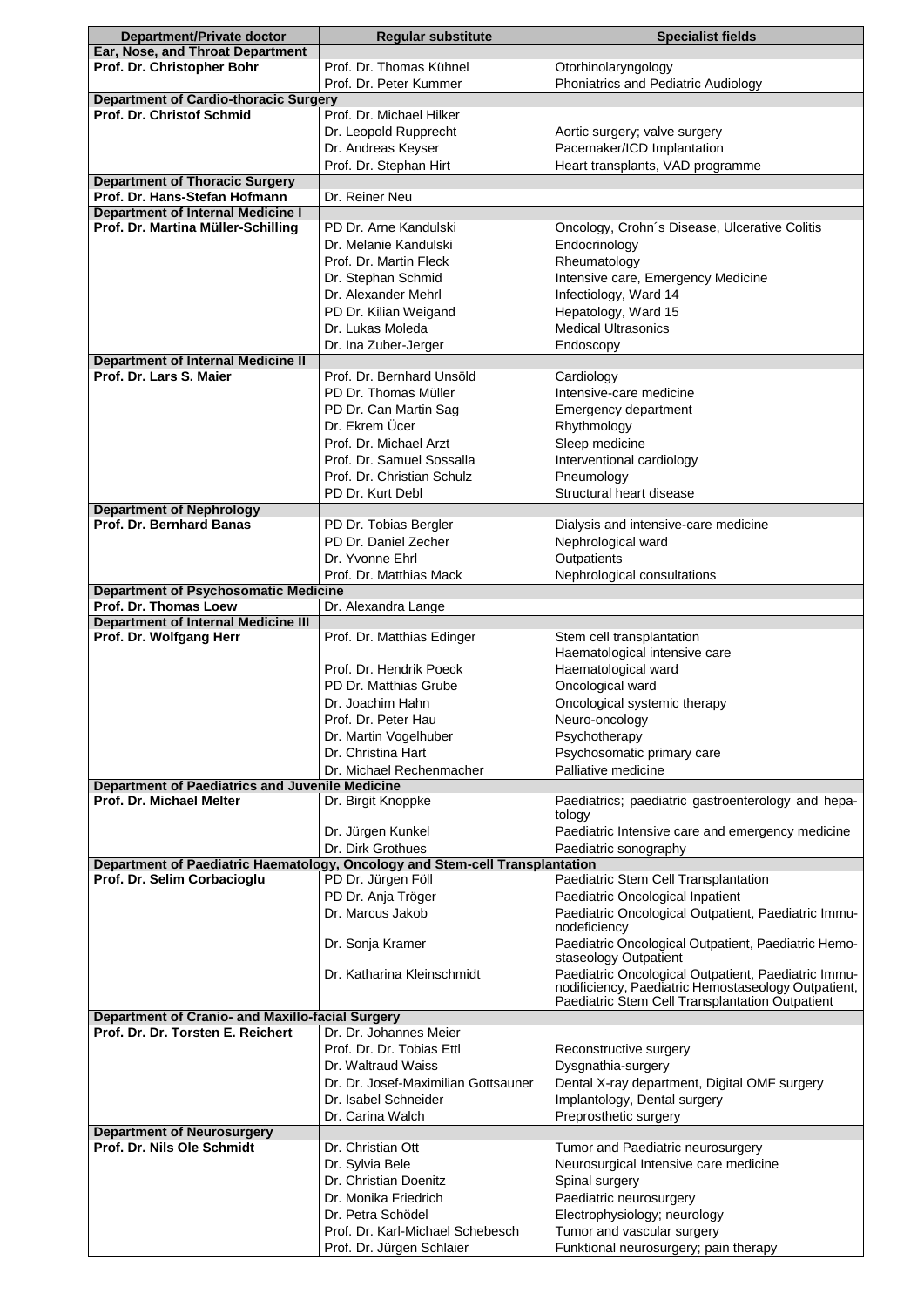| Department/Private doctor | Regular substitute | Specialist fields |
|---|---|---|
| **Ear, Nose, and Throat Department** | | |
| **Prof. Dr. Christopher Bohr** | Prof. Dr. Thomas Kühnel | Otorhinolaryngology |
| | Prof. Dr. Peter Kummer | Phoniatrics and Pediatric Audiology |
| **Department of Cardio-thoracic Surgery** | | |
| **Prof. Dr. Christof Schmid** | Prof. Dr. Michael Hilker | |
| | Dr. Leopold Rupprecht | Aortic surgery; valve surgery |
| | Dr. Andreas Keyser | Pacemaker/ICD Implantation |
| | Prof. Dr. Stephan Hirt | Heart transplants, VAD programme |
| **Department of Thoracic Surgery** | | |
| **Prof. Dr. Hans-Stefan Hofmann** | Dr. Reiner Neu | |
| **Department of Internal Medicine I** | | |
| **Prof. Dr. Martina Müller-Schilling** | PD Dr. Arne Kandulski | Oncology, Crohn´s Disease, Ulcerative Colitis |
| | Dr. Melanie Kandulski | Endocrinology |
| | Prof. Dr. Martin Fleck | Rheumatology |
| | Dr. Stephan Schmid | Intensive care, Emergency Medicine |
| | Dr. Alexander Mehrl | Infectiology, Ward 14 |
| | PD Dr. Kilian Weigand | Hepatology, Ward 15 |
| | Dr. Lukas Moleda | Medical Ultrasonics |
| | Dr. Ina Zuber-Jerger | Endoscopy |
| **Department of Internal Medicine II** | | |
| **Prof. Dr. Lars S. Maier** | Prof. Dr. Bernhard Unsöld | Cardiology |
| | PD Dr. Thomas Müller | Intensive-care medicine |
| | PD Dr. Can Martin Sag | Emergency department |
| | Dr. Ekrem Ücer | Rhythmology |
| | Prof. Dr. Michael Arzt | Sleep medicine |
| | Prof. Dr. Samuel Sossalla | Interventional cardiology |
| | Prof. Dr. Christian Schulz | Pneumology |
| | PD Dr. Kurt Debl | Structural heart disease |
| **Department of Nephrology** | | |
| **Prof. Dr. Bernhard Banas** | PD Dr. Tobias Bergler | Dialysis and intensive-care medicine |
| | PD Dr. Daniel Zecher | Nephrological ward |
| | Dr. Yvonne Ehrl | Outpatients |
| | Prof. Dr. Matthias Mack | Nephrological consultations |
| **Department of Psychosomatic Medicine** | | |
| **Prof. Dr. Thomas Loew** | Dr. Alexandra Lange | |
| **Department of Internal Medicine III** | | |
| **Prof. Dr. Wolfgang Herr** | Prof. Dr. Matthias Edinger | Stem cell transplantation<br>Haematological intensive care |
| | Prof. Dr. Hendrik Poeck | Haematological ward |
| | PD Dr. Matthias Grube | Oncological ward |
| | Dr. Joachim Hahn | Oncological systemic therapy |
| | Prof. Dr. Peter Hau | Neuro-oncology |
| | Dr. Martin Vogelhuber | Psychotherapy |
| | Dr. Christina Hart | Psychosomatic primary care |
| | Dr. Michael Rechenmacher | Palliative medicine |
| **Department of Paediatrics and Juvenile Medicine** | | |
| **Prof. Dr. Michael Melter** | Dr. Birgit Knoppke | Paediatrics; paediatric gastroenterology and hepatology |
| | Dr. Jürgen Kunkel | Paediatric Intensive care and emergency medicine |
| | Dr. Dirk Grothues | Paediatric sonography |
| **Department of Paediatric Haematology, Oncology and Stem-cell Transplantation** | | |
| **Prof. Dr. Selim Corbacioglu** | PD Dr. Jürgen Föll | Paediatric Stem Cell Transplantation |
| | PD Dr. Anja Tröger | Paediatric Oncological Inpatient |
| | Dr. Marcus Jakob | Paediatric Oncological Outpatient, Paediatric Immunodeficiency |
| | Dr. Sonja Kramer | Paediatric Oncological Outpatient, Paediatric Hemostaseology Outpatient |
| | Dr. Katharina Kleinschmidt | Paediatric Oncological Outpatient, Paediatric Immunodificiency, Paediatric Hemostaseology Outpatient, Paediatric Stem Cell Transplantation Outpatient |
| **Department of Cranio- and Maxillo-facial Surgery** | | |
| **Prof. Dr. Dr. Torsten E. Reichert** | Dr. Dr. Johannes Meier | |
| | Prof. Dr. Dr. Tobias Ettl | Reconstructive surgery |
| | Dr. Waltraud Waiss | Dysgnathia-surgery |
| | Dr. Dr. Josef-Maximilian Gottsauner | Dental X-ray department, Digital OMF surgery |
| | Dr. Isabel Schneider | Implantology, Dental surgery |
| | Dr. Carina Walch | Preprosthetic surgery |
| **Department of Neurosurgery** | | |
| **Prof. Dr. Nils Ole Schmidt** | Dr. Christian Ott | Tumor and Paediatric neurosurgery |
| | Dr. Sylvia Bele | Neurosurgical Intensive care medicine |
| | Dr. Christian Doenitz | Spinal surgery |
| | Dr. Monika Friedrich | Paediatric neurosurgery |
| | Dr. Petra Schödel | Electrophysiology; neurology |
| | Prof. Dr. Karl-Michael Schebesch | Tumor and vascular surgery |
| | Prof. Dr. Jürgen Schlaier | Funktional neurosurgery; pain therapy |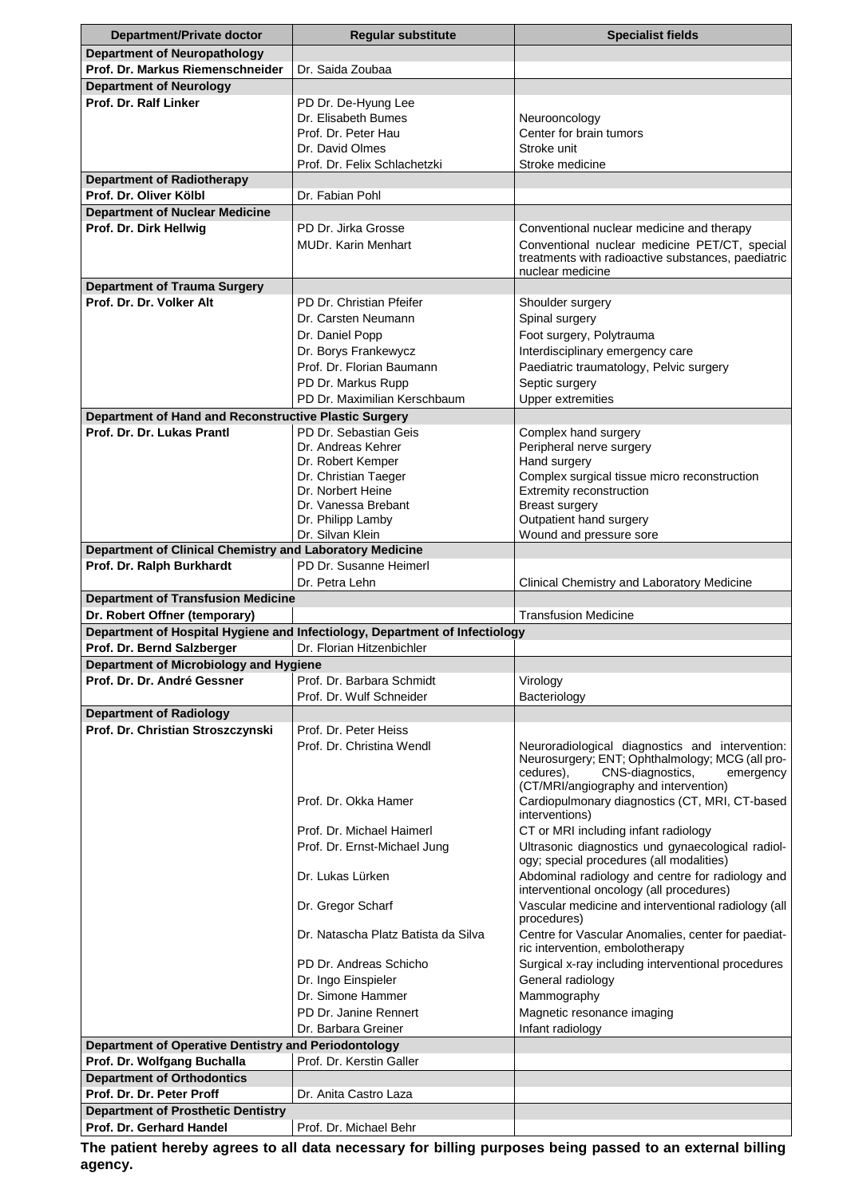| Department/Private doctor | Regular substitute | Specialist fields |
|---|---|---|
| **Department of Neuropathology** | | |
| **Prof. Dr. Markus Riemenschneider** | Dr. Saida Zoubaa | |
| **Department of Neurology** | | |
| **Prof. Dr. Ralf Linker** | PD Dr. De-Hyung Lee | |
| | Dr. Elisabeth Bumes | Neurooncology |
| | Prof. Dr. Peter Hau | Center for brain tumors |
| | Dr. David Olmes | Stroke unit |
| | Prof. Dr. Felix Schlachetzki | Stroke medicine |
| **Department of Radiotherapy** | | |
| **Prof. Dr. Oliver Kölbl** | Dr. Fabian Pohl | |
| **Department of Nuclear Medicine** | | |
| **Prof. Dr. Dirk Hellwig** | PD Dr. Jirka Grosse | Conventional nuclear medicine and therapy |
| | MUDr. Karin Menhart | Conventional nuclear medicine PET/CT, special treatments with radioactive substances, paediatric nuclear medicine |
| **Department of Trauma Surgery** | | |
| **Prof. Dr. Dr. Volker Alt** | PD Dr. Christian Pfeifer | Shoulder surgery |
| | Dr. Carsten Neumann | Spinal surgery |
| | Dr. Daniel Popp | Foot surgery, Polytrauma |
| | Dr. Borys Frankewycz | Interdisciplinary emergency care |
| | Prof. Dr. Florian Baumann | Paediatric traumatology, Pelvic surgery |
| | PD Dr. Markus Rupp | Septic surgery |
| | PD Dr. Maximilian Kerschbaum | Upper extremities |
| **Department of Hand and Reconstructive Plastic Surgery** | | |
| **Prof. Dr. Dr. Lukas Prantl** | PD Dr. Sebastian Geis | Complex hand surgery |
| | Dr. Andreas Kehrer | Peripheral nerve surgery |
| | Dr. Robert Kemper | Hand surgery |
| | Dr. Christian Taeger | Complex surgical tissue micro reconstruction |
| | Dr. Norbert Heine | Extremity reconstruction |
| | Dr. Vanessa Brebant | Breast surgery |
| | Dr. Philipp Lamby | Outpatient hand surgery |
| | Dr. Silvan Klein | Wound and pressure sore |
| **Department of Clinical Chemistry and Laboratory Medicine** | | |
| **Prof. Dr. Ralph Burkhardt** | PD Dr. Susanne Heimerl | |
| | Dr. Petra Lehn | Clinical Chemistry and Laboratory Medicine |
| **Department of Transfusion Medicine** | | |
| **Dr. Robert Offner (temporary)** | | Transfusion Medicine |
| **Department of Hospital Hygiene and Infectiology, Department of Infectiology** | | |
| **Prof. Dr. Bernd Salzberger** | Dr. Florian Hitzenbichler | |
| **Department of Microbiology and Hygiene** | | |
| **Prof. Dr. Dr. André Gessner** | Prof. Dr. Barbara Schmidt | Virology |
| | Prof. Dr. Wulf Schneider | Bacteriology |
| **Department of Radiology** | | |
| **Prof. Dr. Christian Stroszczynski** | Prof. Dr. Peter Heiss | |
| | Prof. Dr. Christina Wendl | Neuroradiological diagnostics and intervention: Neurosurgery; ENT; Ophthalmology; MCG (all procedures), CNS-diagnostics, emergency (CT/MRI/angiography and intervention) |
| | Prof. Dr. Okka Hamer | Cardiopulmonary diagnostics (CT, MRI, CT-based interventions) |
| | Prof. Dr. Michael Haimerl | CT or MRI including infant radiology |
| | Prof. Dr. Ernst-Michael Jung | Ultrasonic diagnostics und gynaecological radiology; special procedures (all modalities) |
| | Dr. Lukas Lürken | Abdominal radiology and centre for radiology and interventional oncology (all procedures) |
| | Dr. Gregor Scharf | Vascular medicine and interventional radiology (all procedures) |
| | Dr. Natascha Platz Batista da Silva | Centre for Vascular Anomalies, center for paediatric intervention, embolotherapy |
| | PD Dr. Andreas Schicho | Surgical x-ray including interventional procedures |
| | Dr. Ingo Einspieler | General radiology |
| | Dr. Simone Hammer | Mammography |
| | PD Dr. Janine Rennert | Magnetic resonance imaging |
| | Dr. Barbara Greiner | Infant radiology |
| **Department of Operative Dentistry and Periodontology** | | |
| **Prof. Dr. Wolfgang Buchalla** | Prof. Dr. Kerstin Galler | |
| **Department of Orthodontics** | | |
| **Prof. Dr. Dr. Peter Proff** | Dr. Anita Castro Laza | |
| **Department of Prosthetic Dentistry** | | |
| **Prof. Dr. Gerhard Handel** | Prof. Dr. Michael Behr | |

**The patient hereby agrees to all data necessary for billing purposes being passed to an external billing agency.**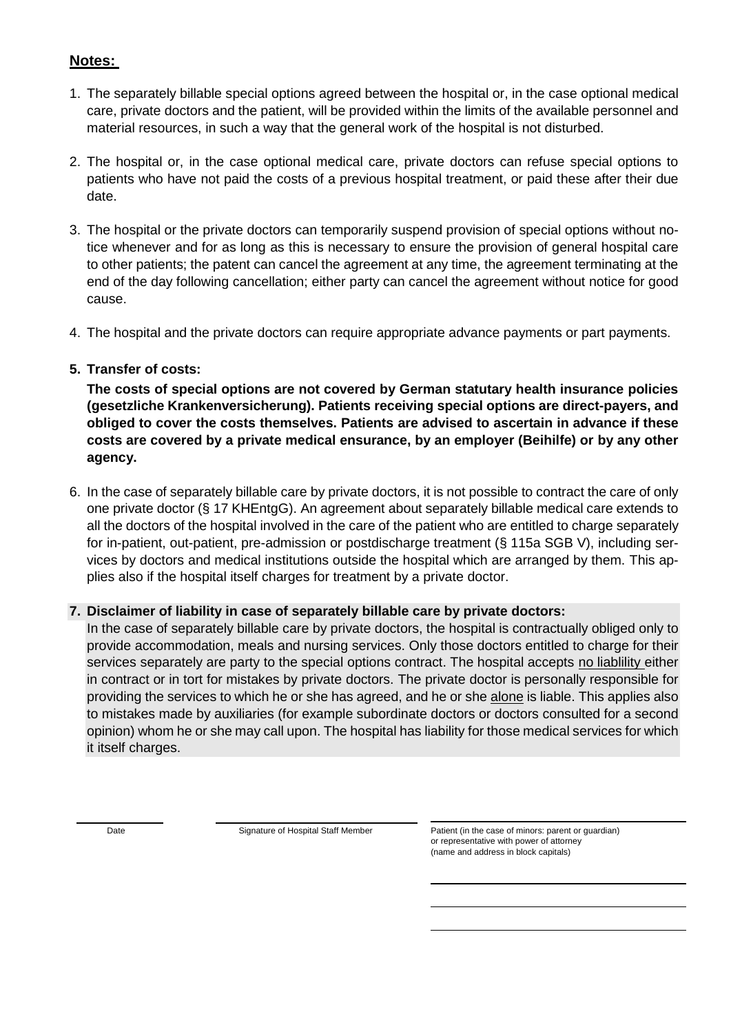**Notes:**

1. The separately billable special options agreed between the hospital or, in the case optional medical care, private doctors and the patient, will be provided within the limits of the available personnel and material resources, in such a way that the general work of the hospital is not disturbed.

2. The hospital or, in the case optional medical care, private doctors can refuse special options to patients who have not paid the costs of a previous hospital treatment, or paid these after their due date.

3. The hospital or the private doctors can temporarily suspend provision of special options without notice whenever and for as long as this is necessary to ensure the provision of general hospital care to other patients; the patent can cancel the agreement at any time, the agreement terminating at the end of the day following cancellation; either party can cancel the agreement without notice for good cause.

4. The hospital and the private doctors can require appropriate advance payments or part payments.

5. **Transfer of costs:**

   **The costs of special options are not covered by German statutary health insurance policies (gesetzliche Krankenversicherung). Patients receiving special options are direct-payers, and obliged to cover the costs themselves. Patients are advised to ascertain in advance if these costs are covered by a private medical ensurance, by an employer (Beihilfe) or by any other agency.**

6. In the case of separately billable care by private doctors, it is not possible to contract the care of only one private doctor (§ 17 KHEntgG). An agreement about separately billable medical care extends to all the doctors of the hospital involved in the care of the patient who are entitled to charge separately for in-patient, out-patient, pre-admission or postdischarge treatment (§ 115a SGB V), including services by doctors and medical institutions outside the hospital which are arranged by them. This applies also if the hospital itself charges for treatment by a private doctor.

7. **Disclaimer of liability in case of separately billable care by private doctors:**

   In the case of separately billable care by private doctors, the hospital is contractually obliged only to provide accommodation, meals and nursing services. Only those doctors entitled to charge for their services separately are party to the special options contract. The hospital accepts no liablility either in contract or in tort for mistakes by private doctors. The private doctor is personally responsible for providing the services to which he or she has agreed, and he or she alone is liable. This applies also to mistakes made by auxiliaries (for example subordinate doctors or doctors consulted for a second opinion) whom he or she may call upon. The hospital has liability for those medical services for which it itself charges.

Date

Signature of Hospital Staff Member

Patient (in the case of minors: parent or guardian) or representative with power of attorney (name and address in block capitals)